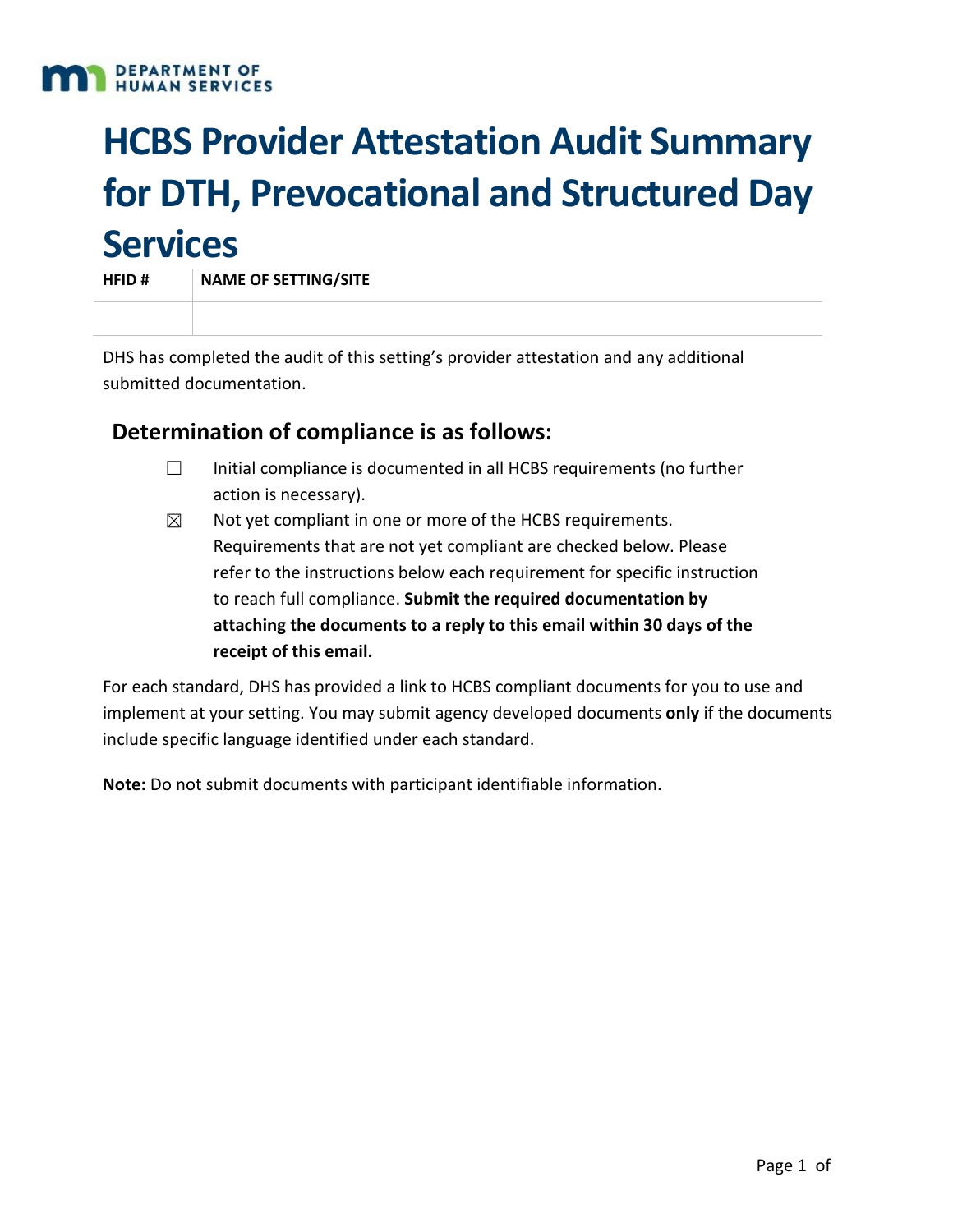DEPARTMENT OF HUMAN SERVICES

# HCBS Provider Attestation Audit Summary for DTH, Prevocational and Structured Day Services

| HFID # | NAME OF SETTING/SITE |
|---|---|
| | |

DHS has completed the audit of this setting's provider attestation and any additional submitted documentation.

## Determination of compliance is as follows:

- ☐ Initial compliance is documented in all HCBS requirements (no further action is necessary).
- ☒ Not yet compliant in one or more of the HCBS requirements. Requirements that are not yet compliant are checked below. Please refer to the instructions below each requirement for specific instruction to reach full compliance. **Submit the required documentation by attaching the documents to a reply to this email within 30 days of the receipt of this email.**

For each standard, DHS has provided a link to HCBS compliant documents for you to use and implement at your setting. You may submit agency developed documents **only** if the documents include specific language identified under each standard.

**Note:** Do not submit documents with participant identifiable information.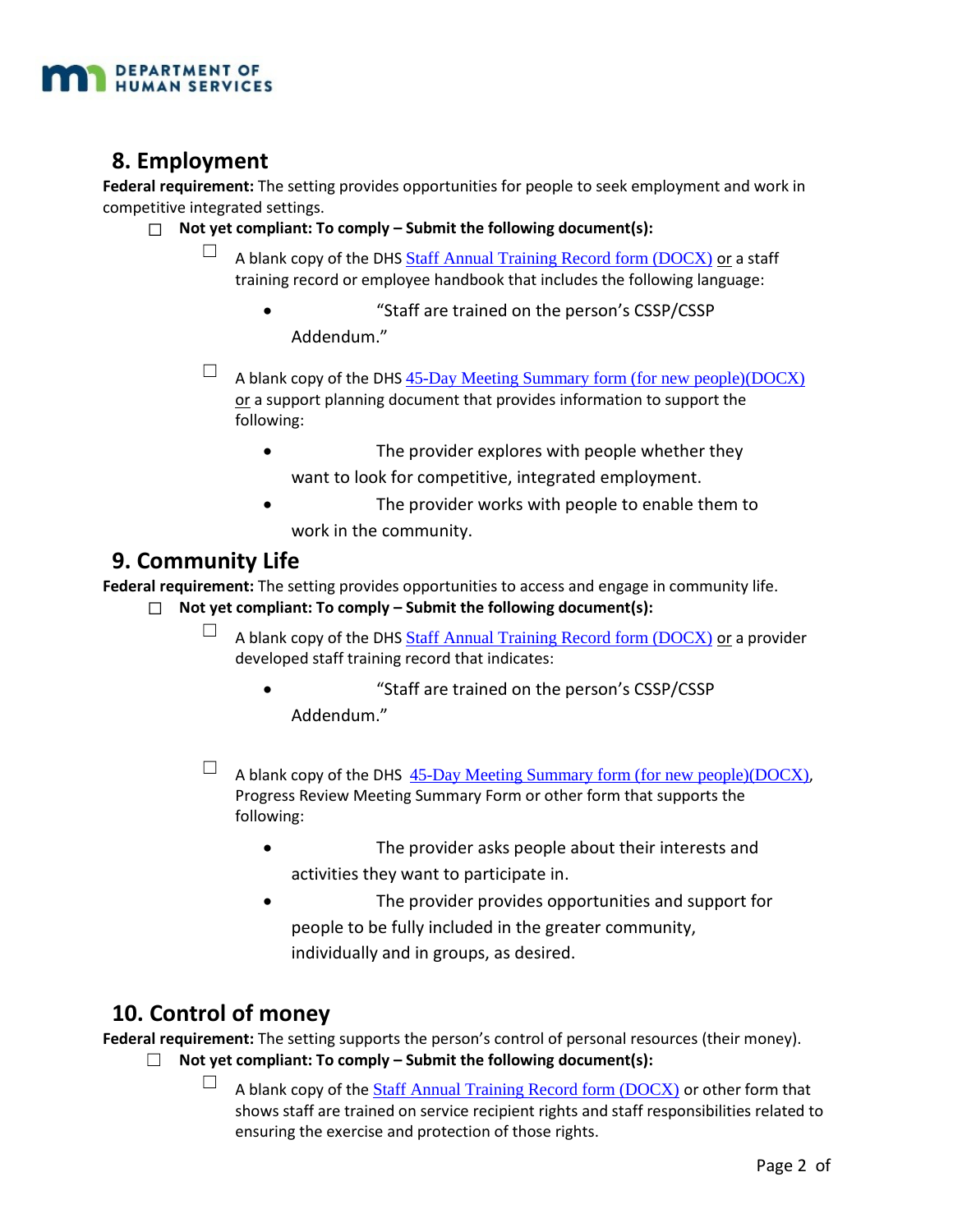## 8. Employment

**Federal requirement:** The setting provides opportunities for people to seek employment and work in competitive integrated settings.

- ☐ **Not yet compliant: To comply – Submit the following document(s):**
  - ☐ A blank copy of the DHS Staff Annual Training Record form (DOCX) or a staff training record or employee handbook that includes the following language:
    - "Staff are trained on the person's CSSP/CSSP Addendum."
  - ☐ A blank copy of the DHS 45-Day Meeting Summary form (for new people)(DOCX) or a support planning document that provides information to support the following:
    - The provider explores with people whether they want to look for competitive, integrated employment.
    - The provider works with people to enable them to work in the community.

## 9. Community Life

**Federal requirement:** The setting provides opportunities to access and engage in community life.

- ☐ **Not yet compliant: To comply – Submit the following document(s):**
  - ☐ A blank copy of the DHS Staff Annual Training Record form (DOCX) or a provider developed staff training record that indicates:
    - "Staff are trained on the person's CSSP/CSSP Addendum."
  - ☐ A blank copy of the DHS 45-Day Meeting Summary form (for new people)(DOCX), Progress Review Meeting Summary Form or other form that supports the following:
    - The provider asks people about their interests and activities they want to participate in.
    - The provider provides opportunities and support for people to be fully included in the greater community, individually and in groups, as desired.

## 10. Control of money

**Federal requirement:** The setting supports the person's control of personal resources (their money).

- ☐ **Not yet compliant: To comply – Submit the following document(s):**
  - ☐ A blank copy of the Staff Annual Training Record form (DOCX) or other form that shows staff are trained on service recipient rights and staff responsibilities related to ensuring the exercise and protection of those rights.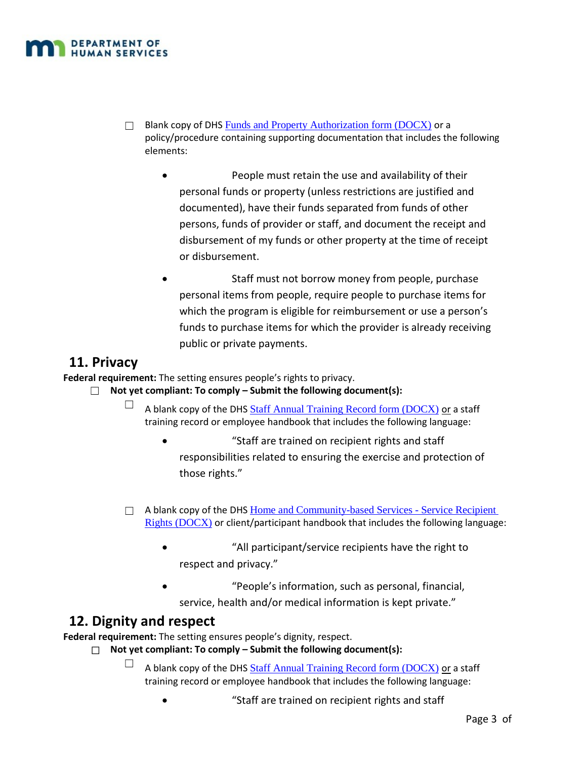- ☐ Blank copy of DHS Funds and Property Authorization form (DOCX) or a policy/procedure containing supporting documentation that includes the following elements:
  - People must retain the use and availability of their personal funds or property (unless restrictions are justified and documented), have their funds separated from funds of other persons, funds of provider or staff, and document the receipt and disbursement of my funds or other property at the time of receipt or disbursement.
  - Staff must not borrow money from people, purchase personal items from people, require people to purchase items for which the program is eligible for reimbursement or use a person's funds to purchase items for which the provider is already receiving public or private payments.

## 11. Privacy

**Federal requirement:** The setting ensures people's rights to privacy.

- ☐ **Not yet compliant: To comply – Submit the following document(s):**
  - ☐ A blank copy of the DHS Staff Annual Training Record form (DOCX) or a staff training record or employee handbook that includes the following language:
    - "Staff are trained on recipient rights and staff responsibilities related to ensuring the exercise and protection of those rights."
  - ☐ A blank copy of the DHS Home and Community-based Services - Service Recipient Rights (DOCX) or client/participant handbook that includes the following language:
    - "All participant/service recipients have the right to respect and privacy."
    - "People's information, such as personal, financial, service, health and/or medical information is kept private."

## 12. Dignity and respect

**Federal requirement:** The setting ensures people's dignity, respect.

- ☐ **Not yet compliant: To comply – Submit the following document(s):**
  - ☐ A blank copy of the DHS Staff Annual Training Record form (DOCX) or a staff training record or employee handbook that includes the following language:
    - "Staff are trained on recipient rights and staff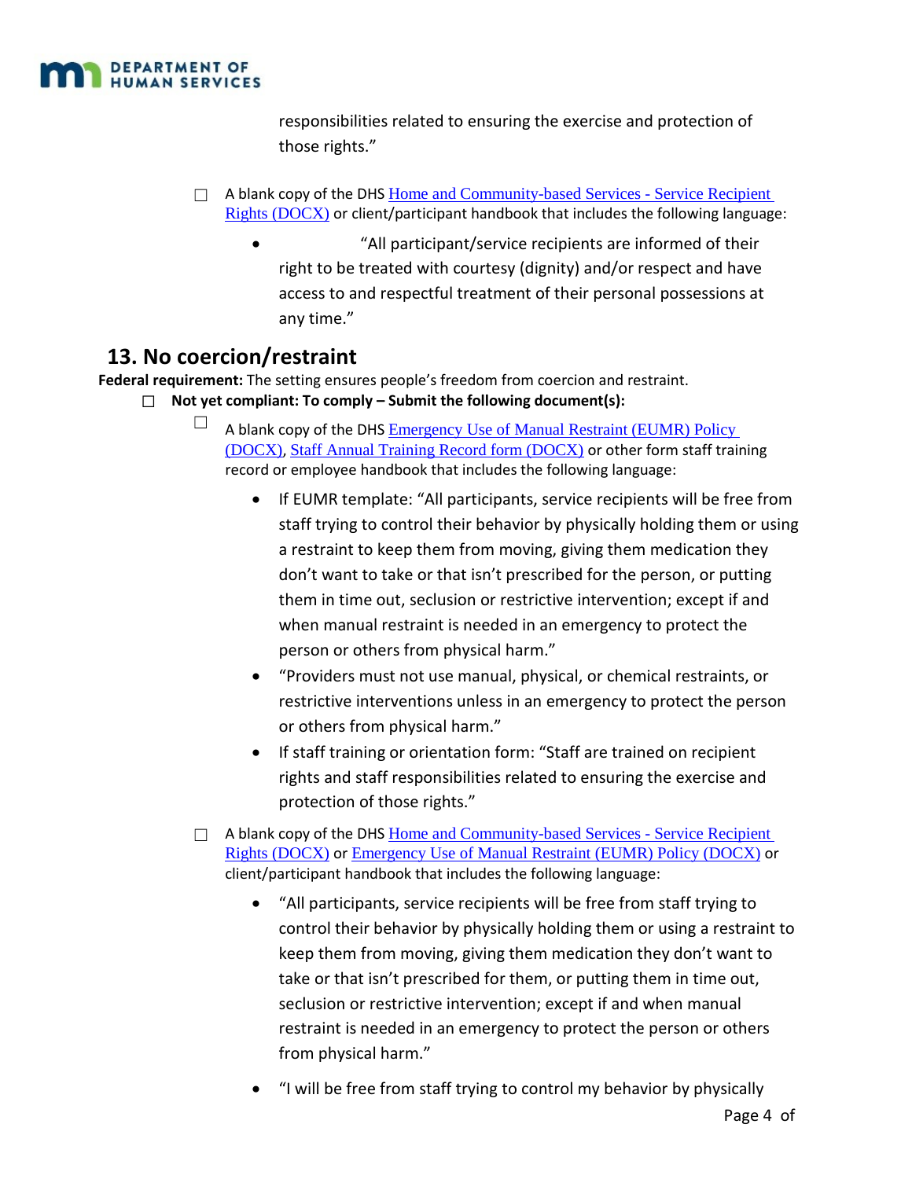responsibilities related to ensuring the exercise and protection of those rights."

- ☐ A blank copy of the DHS Home and Community-based Services - Service Recipient Rights (DOCX) or client/participant handbook that includes the following language:
  - "All participant/service recipients are informed of their right to be treated with courtesy (dignity) and/or respect and have access to and respectful treatment of their personal possessions at any time."

## 13. No coercion/restraint

**Federal requirement:** The setting ensures people's freedom from coercion and restraint.

- ☐ **Not yet compliant: To comply – Submit the following document(s):**
  - ☐ A blank copy of the DHS Emergency Use of Manual Restraint (EUMR) Policy (DOCX), Staff Annual Training Record form (DOCX) or other form staff training record or employee handbook that includes the following language:
    - If EUMR template: "All participants, service recipients will be free from staff trying to control their behavior by physically holding them or using a restraint to keep them from moving, giving them medication they don't want to take or that isn't prescribed for the person, or putting them in time out, seclusion or restrictive intervention; except if and when manual restraint is needed in an emergency to protect the person or others from physical harm."
    - "Providers must not use manual, physical, or chemical restraints, or restrictive interventions unless in an emergency to protect the person or others from physical harm."
    - If staff training or orientation form: "Staff are trained on recipient rights and staff responsibilities related to ensuring the exercise and protection of those rights."
  - ☐ A blank copy of the DHS Home and Community-based Services - Service Recipient Rights (DOCX) or Emergency Use of Manual Restraint (EUMR) Policy (DOCX) or client/participant handbook that includes the following language:
    - "All participants, service recipients will be free from staff trying to control their behavior by physically holding them or using a restraint to keep them from moving, giving them medication they don't want to take or that isn't prescribed for them, or putting them in time out, seclusion or restrictive intervention; except if and when manual restraint is needed in an emergency to protect the person or others from physical harm."
    - "I will be free from staff trying to control my behavior by physically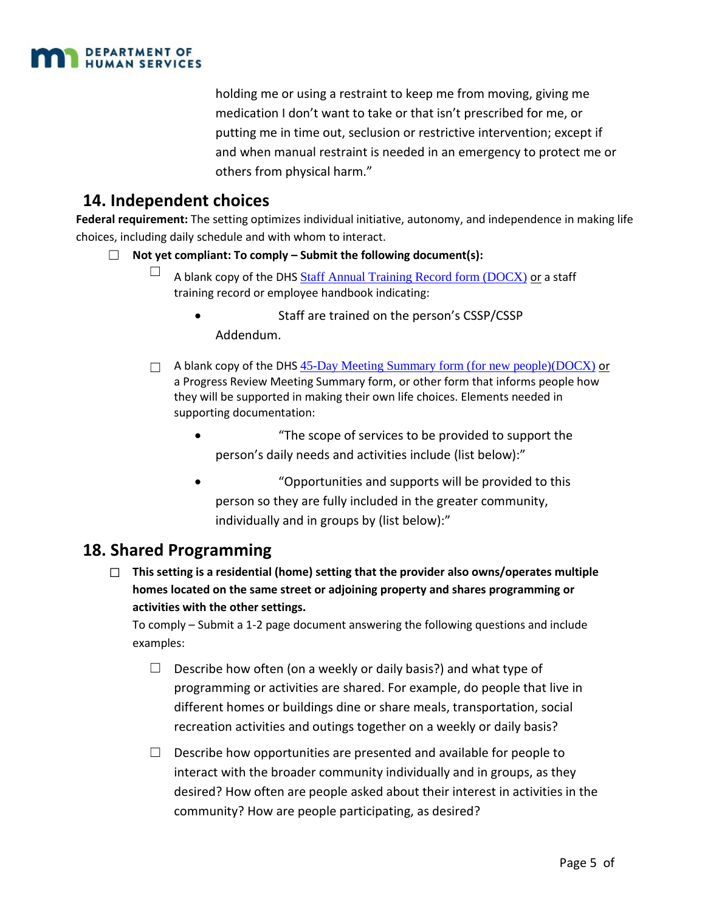holding me or using a restraint to keep me from moving, giving me medication I don't want to take or that isn't prescribed for me, or putting me in time out, seclusion or restrictive intervention; except if and when manual restraint is needed in an emergency to protect me or others from physical harm."

## 14. Independent choices

**Federal requirement:** The setting optimizes individual initiative, autonomy, and independence in making life choices, including daily schedule and with whom to interact.

- ☐ **Not yet compliant: To comply – Submit the following document(s):**
  - ☐ A blank copy of the DHS Staff Annual Training Record form (DOCX) or a staff training record or employee handbook indicating:
    - Staff are trained on the person's CSSP/CSSP Addendum.
  - ☐ A blank copy of the DHS 45-Day Meeting Summary form (for new people)(DOCX) or a Progress Review Meeting Summary form, or other form that informs people how they will be supported in making their own life choices. Elements needed in supporting documentation:
    - "The scope of services to be provided to support the person's daily needs and activities include (list below):"
    - "Opportunities and supports will be provided to this person so they are fully included in the greater community, individually and in groups by (list below):"

## 18. Shared Programming

- ☐ **This setting is a residential (home) setting that the provider also owns/operates multiple homes located on the same street or adjoining property and shares programming or activities with the other settings.**

  To comply – Submit a 1-2 page document answering the following questions and include examples:

  - ☐ Describe how often (on a weekly or daily basis?) and what type of programming or activities are shared. For example, do people that live in different homes or buildings dine or share meals, transportation, social recreation activities and outings together on a weekly or daily basis?
  - ☐ Describe how opportunities are presented and available for people to interact with the broader community individually and in groups, as they desired? How often are people asked about their interest in activities in the community? How are people participating, as desired?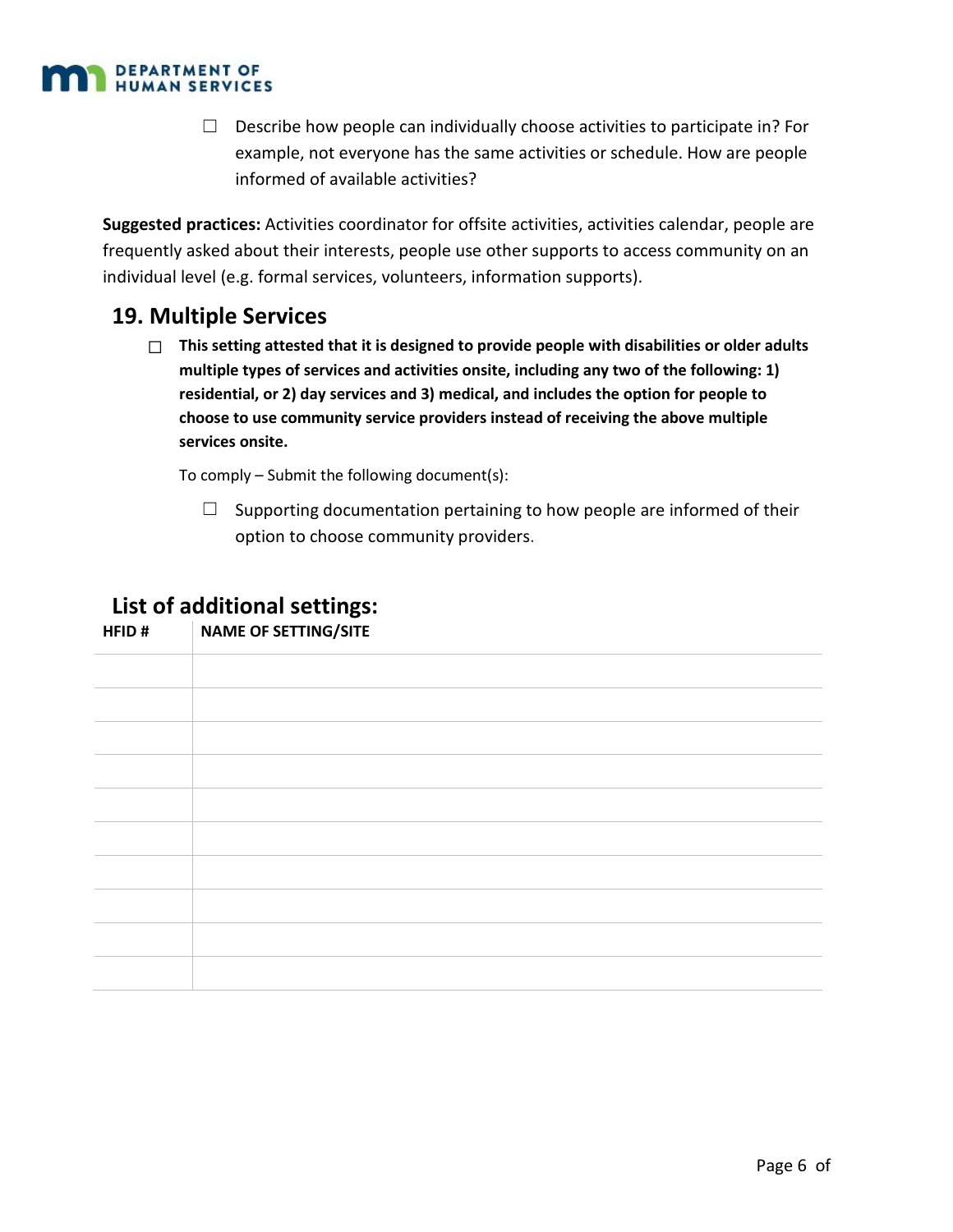☐ Describe how people can individually choose activities to participate in? For example, not everyone has the same activities or schedule. How are people informed of available activities?

**Suggested practices:** Activities coordinator for offsite activities, activities calendar, people are frequently asked about their interests, people use other supports to access community on an individual level (e.g. formal services, volunteers, information supports).

## 19. Multiple Services

☐ **This setting attested that it is designed to provide people with disabilities or older adults multiple types of services and activities onsite, including any two of the following: 1) residential, or 2) day services and 3) medical, and includes the option for people to choose to use community service providers instead of receiving the above multiple services onsite.**

To comply – Submit the following document(s):

☐ Supporting documentation pertaining to how people are informed of their option to choose community providers.

## List of additional settings:

| HFID # | NAME OF SETTING/SITE |
|---|---|
| | |
| | |
| | |
| | |
| | |
| | |
| | |
| | |
| | |
| | |